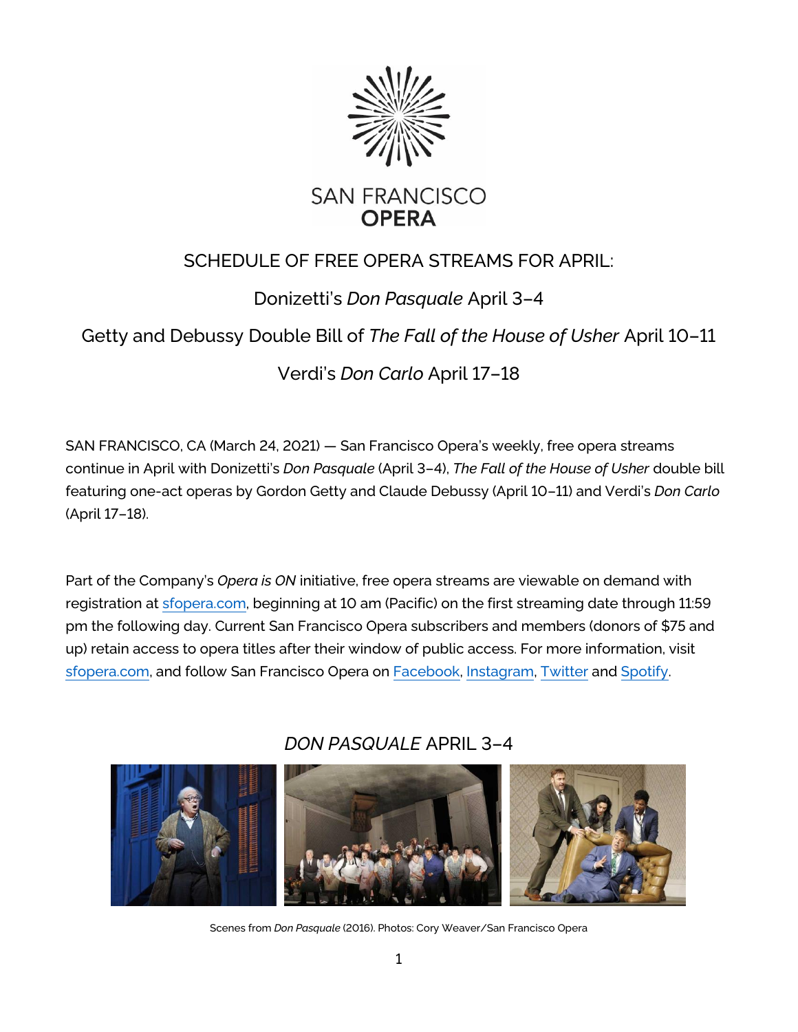SAN FRANCISCO
**OPERA**

# SCHEDULE OF FREE OPERA STREAMS FOR APRIL:

## Donizetti's *Don Pasquale* April 3–4

## Getty and Debussy Double Bill of *The Fall of the House of Usher* April 10–11

## Verdi's *Don Carlo* April 17–18

SAN FRANCISCO, CA (March 24, 2021) — San Francisco Opera's weekly, free opera streams continue in April with Donizetti's *Don Pasquale* (April 3–4), *The Fall of the House of Usher* double bill featuring one-act operas by Gordon Getty and Claude Debussy (April 10–11) and Verdi's *Don Carlo* (April 17–18).

Part of the Company's *Opera is ON* initiative, free opera streams are viewable on demand with registration at sfopera.com, beginning at 10 am (Pacific) on the first streaming date through 11:59 pm the following day. Current San Francisco Opera subscribers and members (donors of $75 and up) retain access to opera titles after their window of public access. For more information, visit sfopera.com, and follow San Francisco Opera on Facebook, Instagram, Twitter and Spotify.

## *DON PASQUALE* APRIL 3–4

Scenes from *Don Pasquale* (2016). Photos: Cory Weaver/San Francisco Opera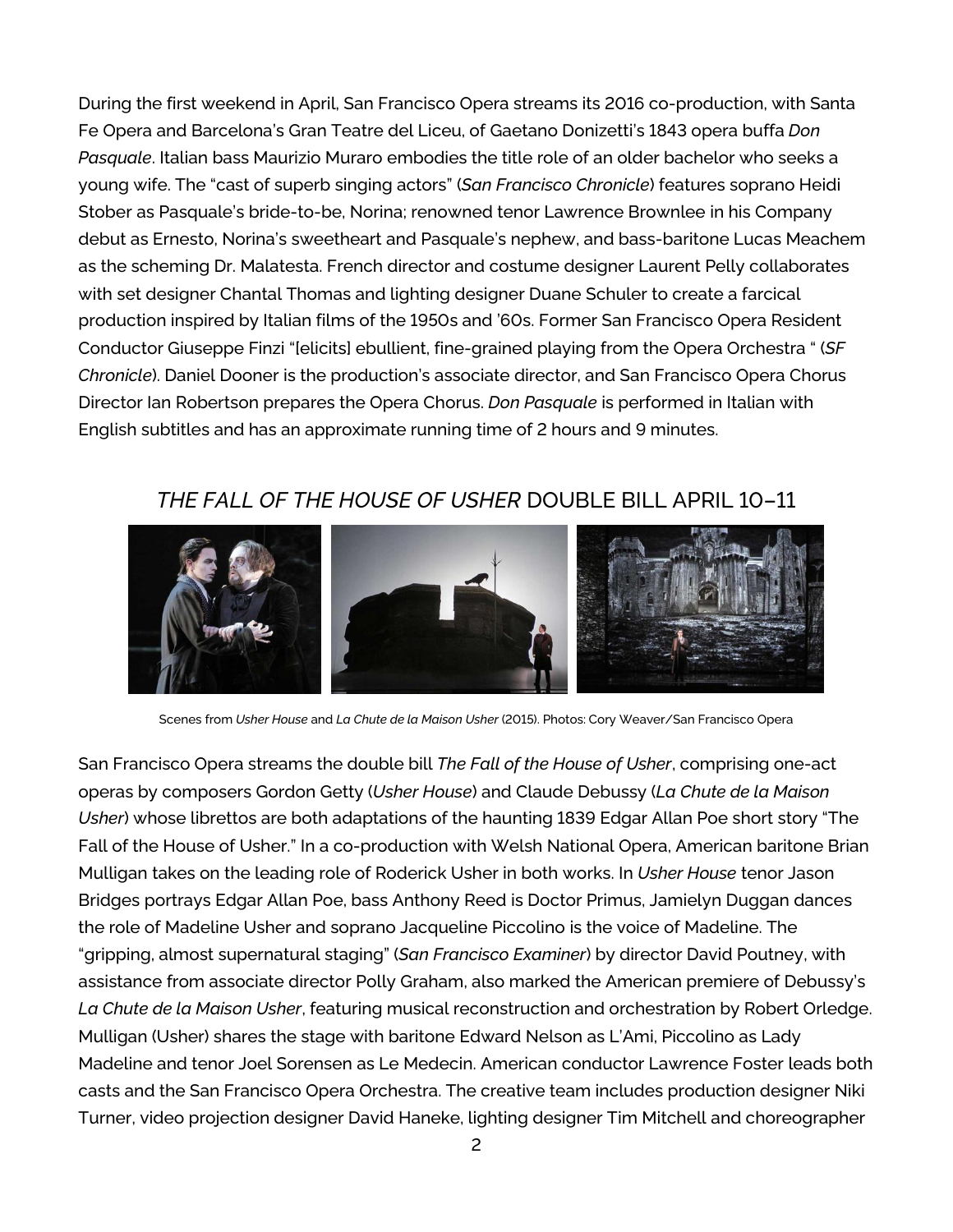During the first weekend in April, San Francisco Opera streams its 2016 co-production, with Santa Fe Opera and Barcelona's Gran Teatre del Liceu, of Gaetano Donizetti's 1843 opera buffa *Don Pasquale*. Italian bass Maurizio Muraro embodies the title role of an older bachelor who seeks a young wife. The "cast of superb singing actors" (*San Francisco Chronicle*) features soprano Heidi Stober as Pasquale's bride-to-be, Norina; renowned tenor Lawrence Brownlee in his Company debut as Ernesto, Norina's sweetheart and Pasquale's nephew, and bass-baritone Lucas Meachem as the scheming Dr. Malatesta. French director and costume designer Laurent Pelly collaborates with set designer Chantal Thomas and lighting designer Duane Schuler to create a farcical production inspired by Italian films of the 1950s and '60s. Former San Francisco Opera Resident Conductor Giuseppe Finzi "[elicits] ebullient, fine-grained playing from the Opera Orchestra " (*SF Chronicle*). Daniel Dooner is the production's associate director, and San Francisco Opera Chorus Director Ian Robertson prepares the Opera Chorus. *Don Pasquale* is performed in Italian with English subtitles and has an approximate running time of 2 hours and 9 minutes.

## *THE FALL OF THE HOUSE OF USHER* DOUBLE BILL APRIL 10–11

Scenes from *Usher House* and *La Chute de la Maison Usher* (2015). Photos: Cory Weaver/San Francisco Opera

San Francisco Opera streams the double bill *The Fall of the House of Usher*, comprising one-act operas by composers Gordon Getty (*Usher House*) and Claude Debussy (*La Chute de la Maison Usher*) whose librettos are both adaptations of the haunting 1839 Edgar Allan Poe short story "The Fall of the House of Usher." In a co-production with Welsh National Opera, American baritone Brian Mulligan takes on the leading role of Roderick Usher in both works. In *Usher House* tenor Jason Bridges portrays Edgar Allan Poe, bass Anthony Reed is Doctor Primus, Jamielyn Duggan dances the role of Madeline Usher and soprano Jacqueline Piccolino is the voice of Madeline. The "gripping, almost supernatural staging" (*San Francisco Examiner*) by director David Poutney, with assistance from associate director Polly Graham, also marked the American premiere of Debussy's *La Chute de la Maison Usher*, featuring musical reconstruction and orchestration by Robert Orledge. Mulligan (Usher) shares the stage with baritone Edward Nelson as L'Ami, Piccolino as Lady Madeline and tenor Joel Sorensen as Le Medecin. American conductor Lawrence Foster leads both casts and the San Francisco Opera Orchestra. The creative team includes production designer Niki Turner, video projection designer David Haneke, lighting designer Tim Mitchell and choreographer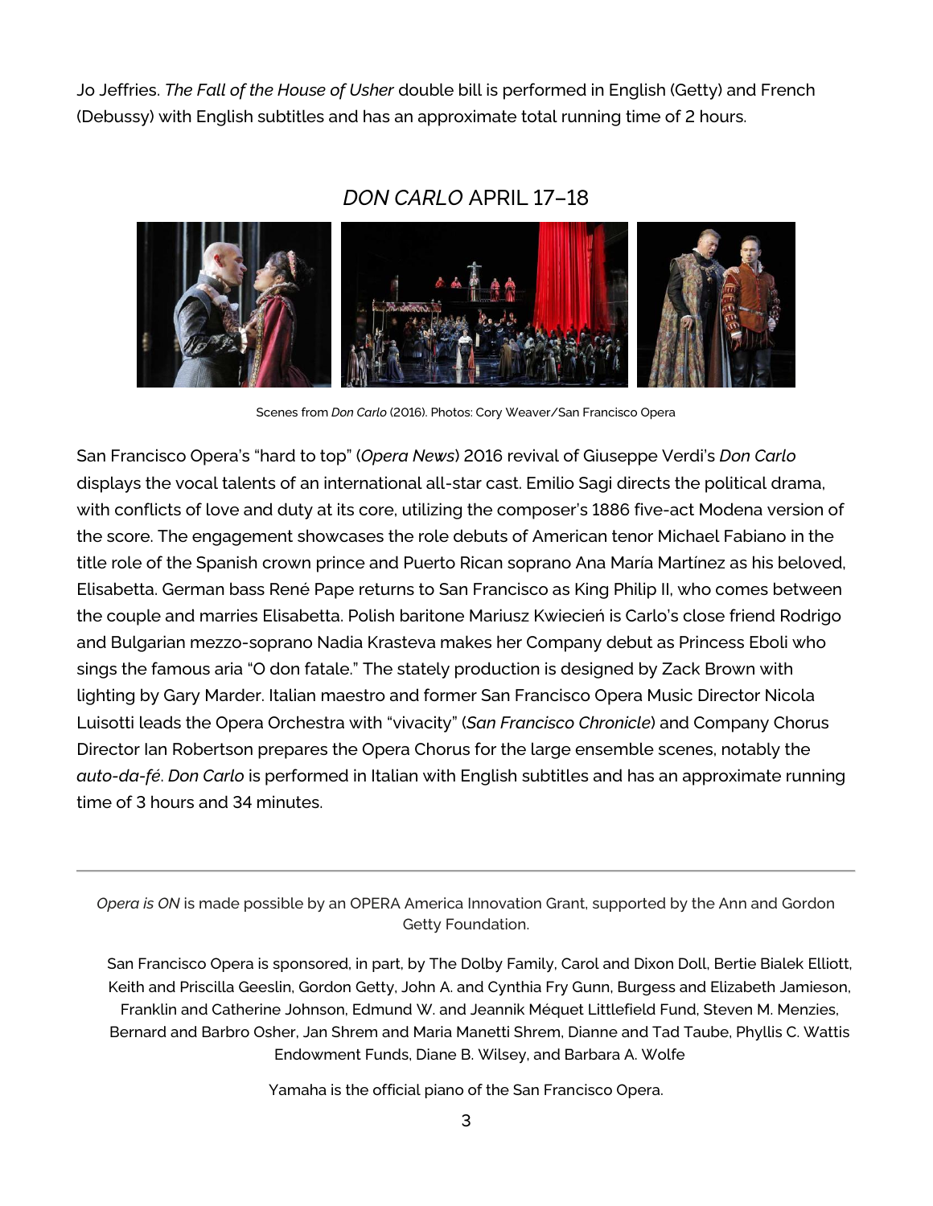Jo Jeffries. *The Fall of the House of Usher* double bill is performed in English (Getty) and French (Debussy) with English subtitles and has an approximate total running time of 2 hours.

## *DON CARLO* APRIL 17–18

Scenes from *Don Carlo* (2016). Photos: Cory Weaver/San Francisco Opera

San Francisco Opera's "hard to top" (*Opera News*) 2016 revival of Giuseppe Verdi's *Don Carlo* displays the vocal talents of an international all-star cast. Emilio Sagi directs the political drama, with conflicts of love and duty at its core, utilizing the composer's 1886 five-act Modena version of the score. The engagement showcases the role debuts of American tenor Michael Fabiano in the title role of the Spanish crown prince and Puerto Rican soprano Ana María Martínez as his beloved, Elisabetta. German bass René Pape returns to San Francisco as King Philip II, who comes between the couple and marries Elisabetta. Polish baritone Mariusz Kwiecień is Carlo's close friend Rodrigo and Bulgarian mezzo-soprano Nadia Krasteva makes her Company debut as Princess Eboli who sings the famous aria "O don fatale." The stately production is designed by Zack Brown with lighting by Gary Marder. Italian maestro and former San Francisco Opera Music Director Nicola Luisotti leads the Opera Orchestra with "vivacity" (*San Francisco Chronicle*) and Company Chorus Director Ian Robertson prepares the Opera Chorus for the large ensemble scenes, notably the *auto-da-fé*. *Don Carlo* is performed in Italian with English subtitles and has an approximate running time of 3 hours and 34 minutes.

---

*Opera is ON* is made possible by an OPERA America Innovation Grant, supported by the Ann and Gordon Getty Foundation.

San Francisco Opera is sponsored, in part, by The Dolby Family, Carol and Dixon Doll, Bertie Bialek Elliott, Keith and Priscilla Geeslin, Gordon Getty, John A. and Cynthia Fry Gunn, Burgess and Elizabeth Jamieson, Franklin and Catherine Johnson, Edmund W. and Jeannik Méquet Littlefield Fund, Steven M. Menzies, Bernard and Barbro Osher, Jan Shrem and Maria Manetti Shrem, Dianne and Tad Taube, Phyllis C. Wattis Endowment Funds, Diane B. Wilsey, and Barbara A. Wolfe

Yamaha is the official piano of the San Francisco Opera.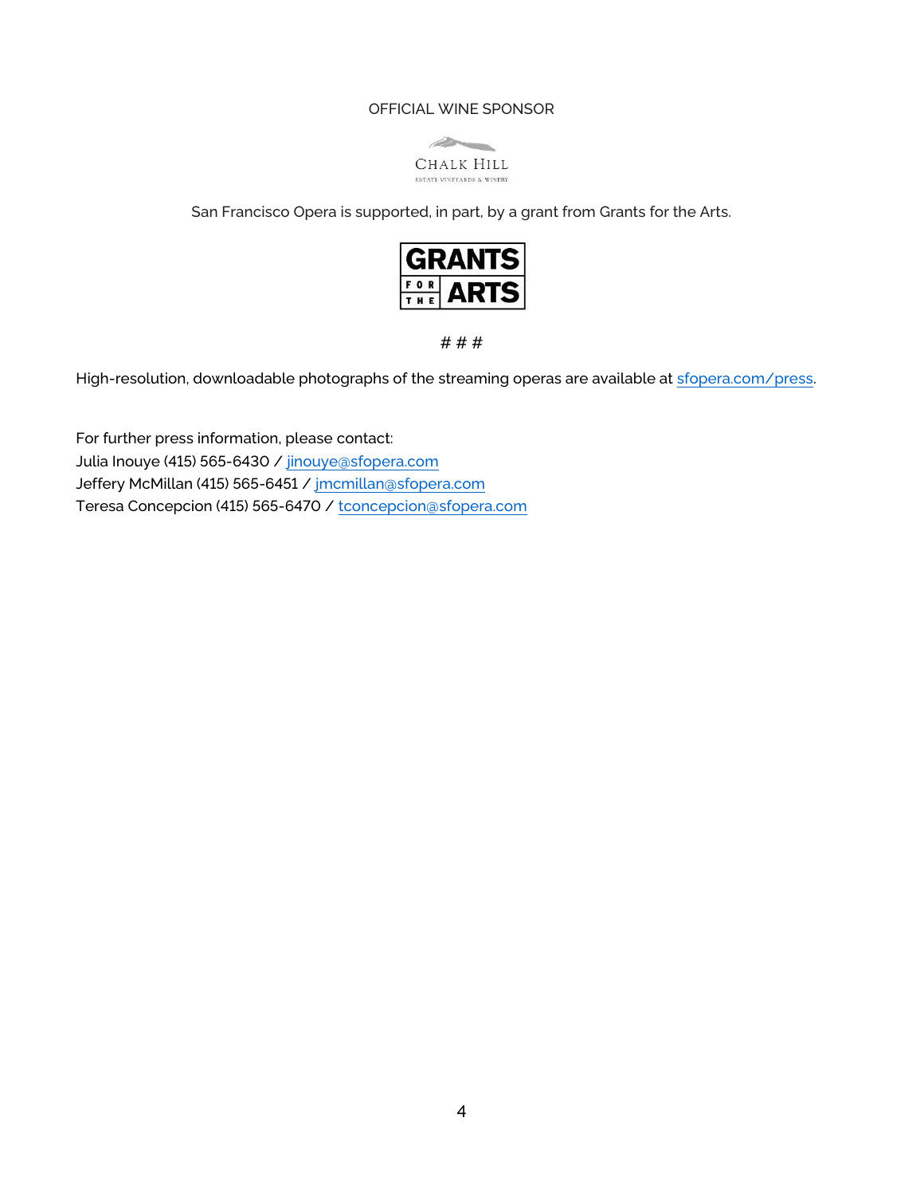OFFICIAL WINE SPONSOR

CHALK HILL
ESTATE VINEYARDS & WINERY

San Francisco Opera is supported, in part, by a grant from Grants for the Arts.

GRANTS FOR THE ARTS

# # #

High-resolution, downloadable photographs of the streaming operas are available at sfopera.com/press.

For further press information, please contact:
Julia Inouye (415) 565-6430 / jinouye@sfopera.com
Jeffery McMillan (415) 565-6451 / jmcmillan@sfopera.com
Teresa Concepcion (415) 565-6470 / tconcepcion@sfopera.com